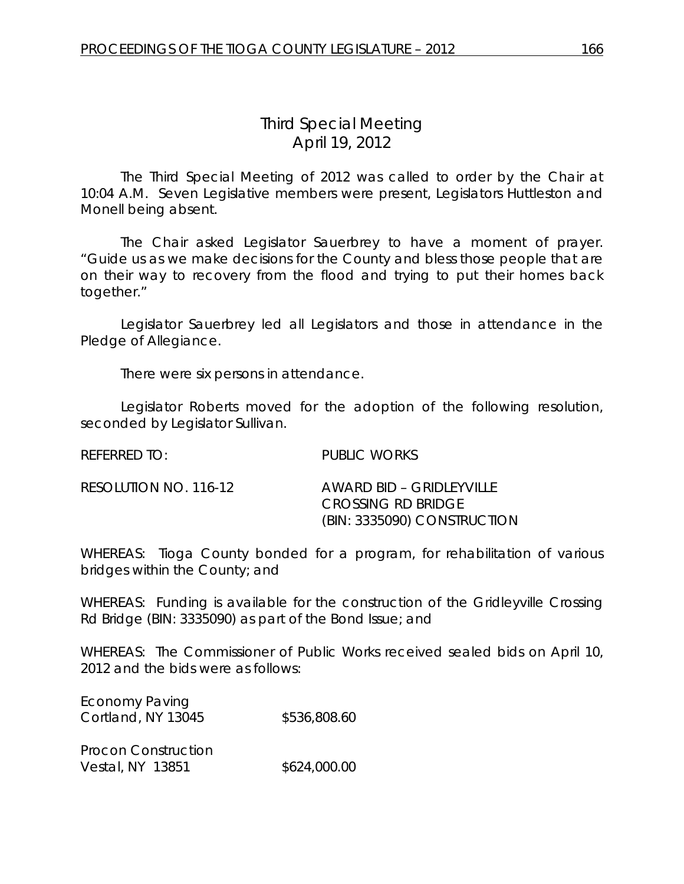# Third Special Meeting
## April 19, 2012

The Third Special Meeting of 2012 was called to order by the Chair at 10:04 A.M. Seven Legislative members were present, Legislators Huttleston and Monell being absent.

The Chair asked Legislator Sauerbrey to have a moment of prayer. "Guide us as we make decisions for the County and bless those people that are on their way to recovery from the flood and trying to put their homes back together."

Legislator Sauerbrey led all Legislators and those in attendance in the Pledge of Allegiance.

There were six persons in attendance.

Legislator Roberts moved for the adoption of the following resolution, seconded by Legislator Sullivan.

REFERRED TO: PUBLIC WORKS

RESOLUTION NO. 116-12 AWARD BID – GRIDLEYVILLE CROSSING RD BRIDGE (BIN: 3335090) CONSTRUCTION

WHEREAS: Tioga County bonded for a program, for rehabilitation of various bridges within the County; and

WHEREAS: Funding is available for the construction of the Gridleyville Crossing Rd Bridge (BIN: 3335090) as part of the Bond Issue; and

WHEREAS: The Commissioner of Public Works received sealed bids on April 10, 2012 and the bids were as follows:

Economy Paving
Cortland, NY 13045 $536,808.60

Procon Construction
Vestal, NY 13851 $624,000.00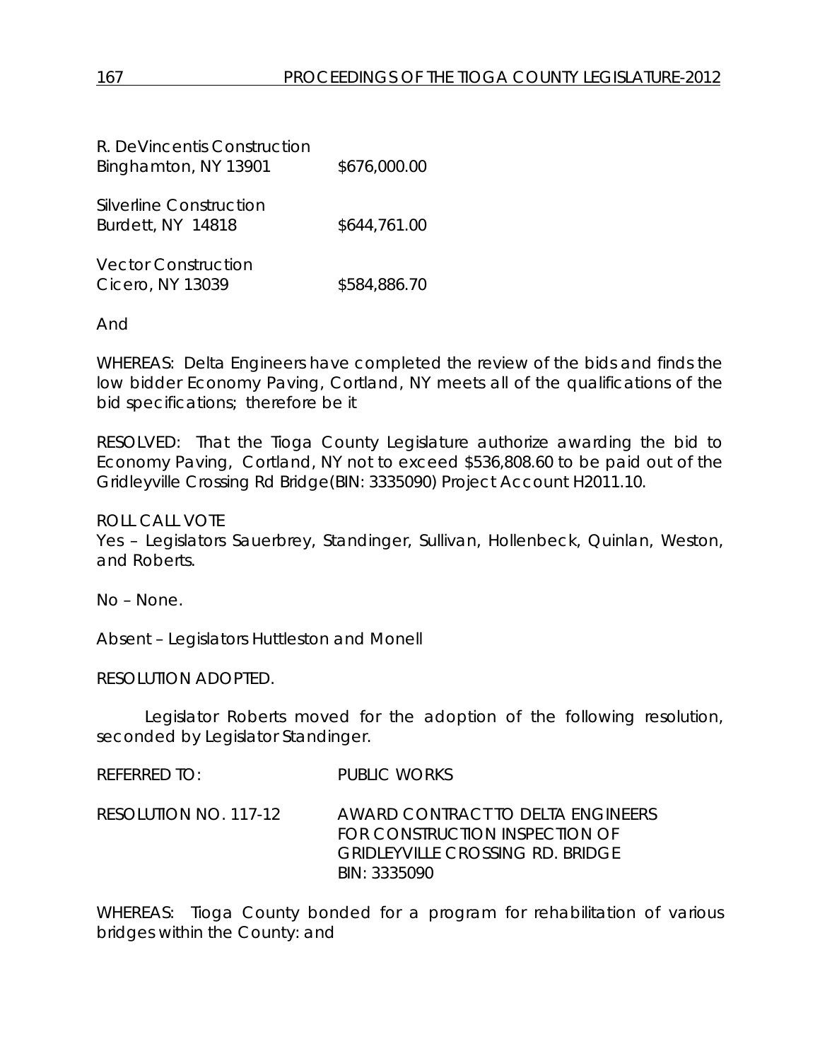| | |
|---|---|
| R. DeVincentis Construction<br>Binghamton, NY 13901 | $676,000.00 |
| Silverline Construction<br>Burdett, NY 14818 | $644,761.00 |
| Vector Construction<br>Cicero, NY 13039 | $584,886.70 |

And

WHEREAS: Delta Engineers have completed the review of the bids and finds the low bidder Economy Paving, Cortland, NY meets all of the qualifications of the bid specifications; therefore be it

RESOLVED: That the Tioga County Legislature authorize awarding the bid to Economy Paving, Cortland, NY not to exceed $536,808.60 to be paid out of the Gridleyville Crossing Rd Bridge(BIN: 3335090) Project Account H2011.10.

ROLL CALL VOTE
Yes – Legislators Sauerbrey, Standinger, Sullivan, Hollenbeck, Quinlan, Weston, and Roberts.

No – None.

Absent – Legislators Huttleston and Monell

RESOLUTION ADOPTED.

Legislator Roberts moved for the adoption of the following resolution, seconded by Legislator Standinger.

REFERRED TO: PUBLIC WORKS

RESOLUTION NO. 117-12 AWARD CONTRACT TO DELTA ENGINEERS FOR CONSTRUCTION INSPECTION OF GRIDLEYVILLE CROSSING RD. BRIDGE BIN: 3335090

WHEREAS: Tioga County bonded for a program for rehabilitation of various bridges within the County: and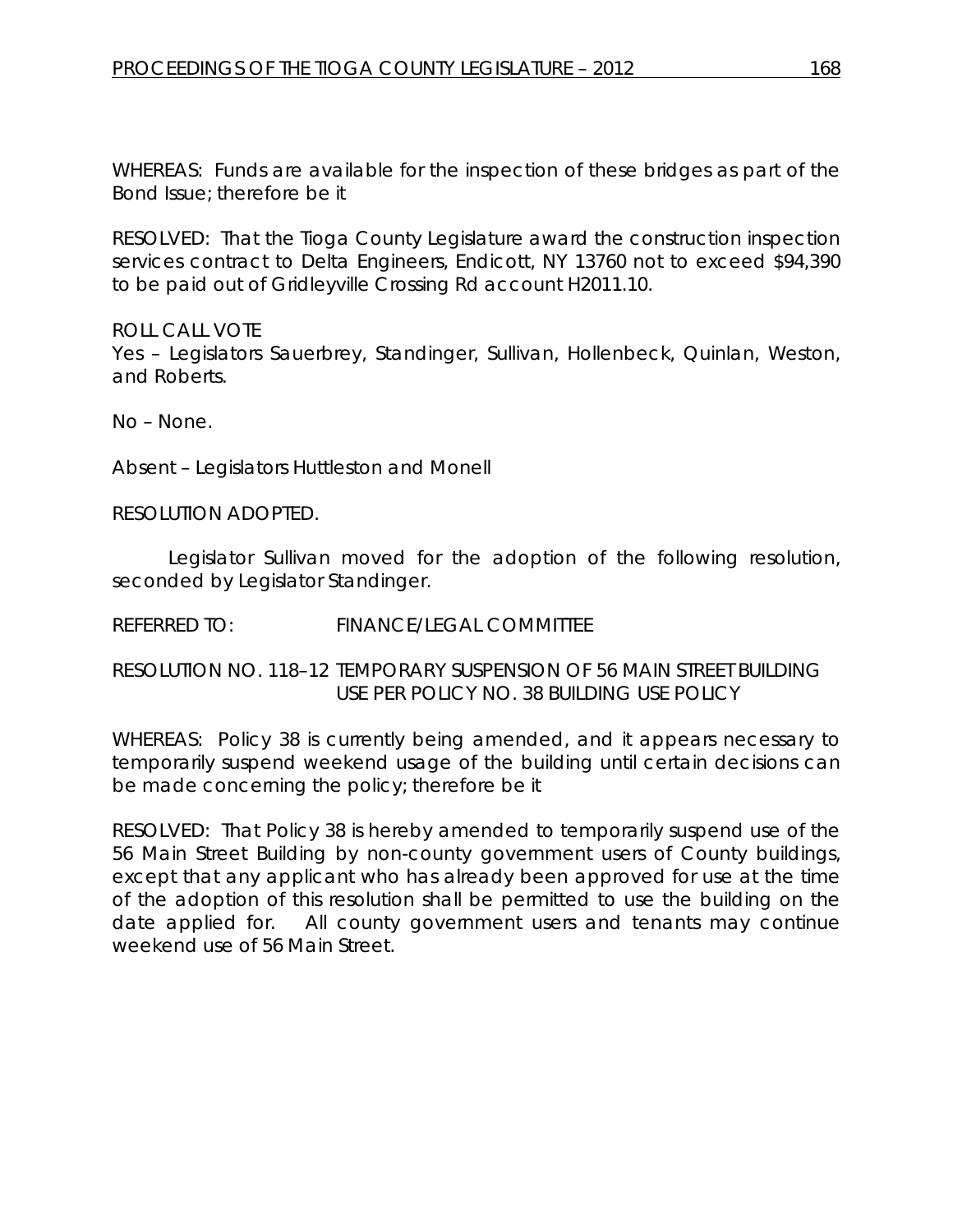WHEREAS: Funds are available for the inspection of these bridges as part of the Bond Issue; therefore be it

RESOLVED: That the Tioga County Legislature award the construction inspection services contract to Delta Engineers, Endicott, NY 13760 not to exceed $94,390 to be paid out of Gridleyville Crossing Rd account H2011.10.

ROLL CALL VOTE
Yes – Legislators Sauerbrey, Standinger, Sullivan, Hollenbeck, Quinlan, Weston, and Roberts.

No – None.

Absent – Legislators Huttleston and Monell

RESOLUTION ADOPTED.

Legislator Sullivan moved for the adoption of the following resolution, seconded by Legislator Standinger.

REFERRED TO: FINANCE/LEGAL COMMITTEE

RESOLUTION NO. 118–12 TEMPORARY SUSPENSION OF 56 MAIN STREET BUILDING USE PER POLICY NO. 38 BUILDING USE POLICY

WHEREAS: Policy 38 is currently being amended, and it appears necessary to temporarily suspend weekend usage of the building until certain decisions can be made concerning the policy; therefore be it

RESOLVED: That Policy 38 is hereby amended to temporarily suspend use of the 56 Main Street Building by non-county government users of County buildings, except that any applicant who has already been approved for use at the time of the adoption of this resolution shall be permitted to use the building on the date applied for. All county government users and tenants may continue weekend use of 56 Main Street.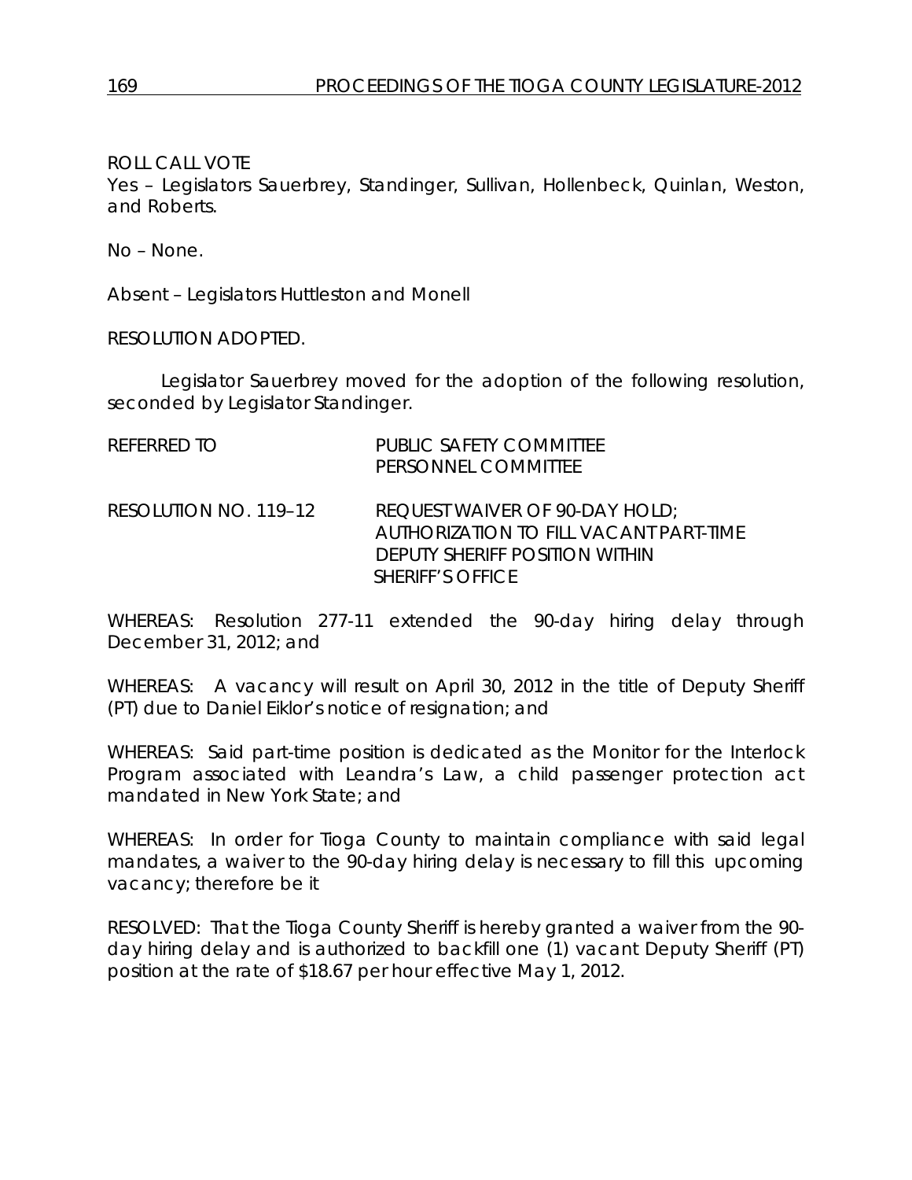ROLL CALL VOTE
Yes – Legislators Sauerbrey, Standinger, Sullivan, Hollenbeck, Quinlan, Weston, and Roberts.

No – None.

Absent – Legislators Huttleston and Monell

RESOLUTION ADOPTED.

Legislator Sauerbrey moved for the adoption of the following resolution, seconded by Legislator Standinger.

REFERRED TO PUBLIC SAFETY COMMITTEE
PERSONNEL COMMITTEE

RESOLUTION NO. 119–12 REQUEST WAIVER OF 90-DAY HOLD; AUTHORIZATION TO FILL VACANT PART-TIME DEPUTY SHERIFF POSITION WITHIN SHERIFF'S OFFICE

WHEREAS: Resolution 277-11 extended the 90-day hiring delay through December 31, 2012; and

WHEREAS: A vacancy will result on April 30, 2012 in the title of Deputy Sheriff (PT) due to Daniel Eiklor's notice of resignation; and

WHEREAS: Said part-time position is dedicated as the Monitor for the Interlock Program associated with Leandra's Law, a child passenger protection act mandated in New York State; and

WHEREAS: In order for Tioga County to maintain compliance with said legal mandates, a waiver to the 90-day hiring delay is necessary to fill this upcoming vacancy; therefore be it

RESOLVED: That the Tioga County Sheriff is hereby granted a waiver from the 90-day hiring delay and is authorized to backfill one (1) vacant Deputy Sheriff (PT) position at the rate of $18.67 per hour effective May 1, 2012.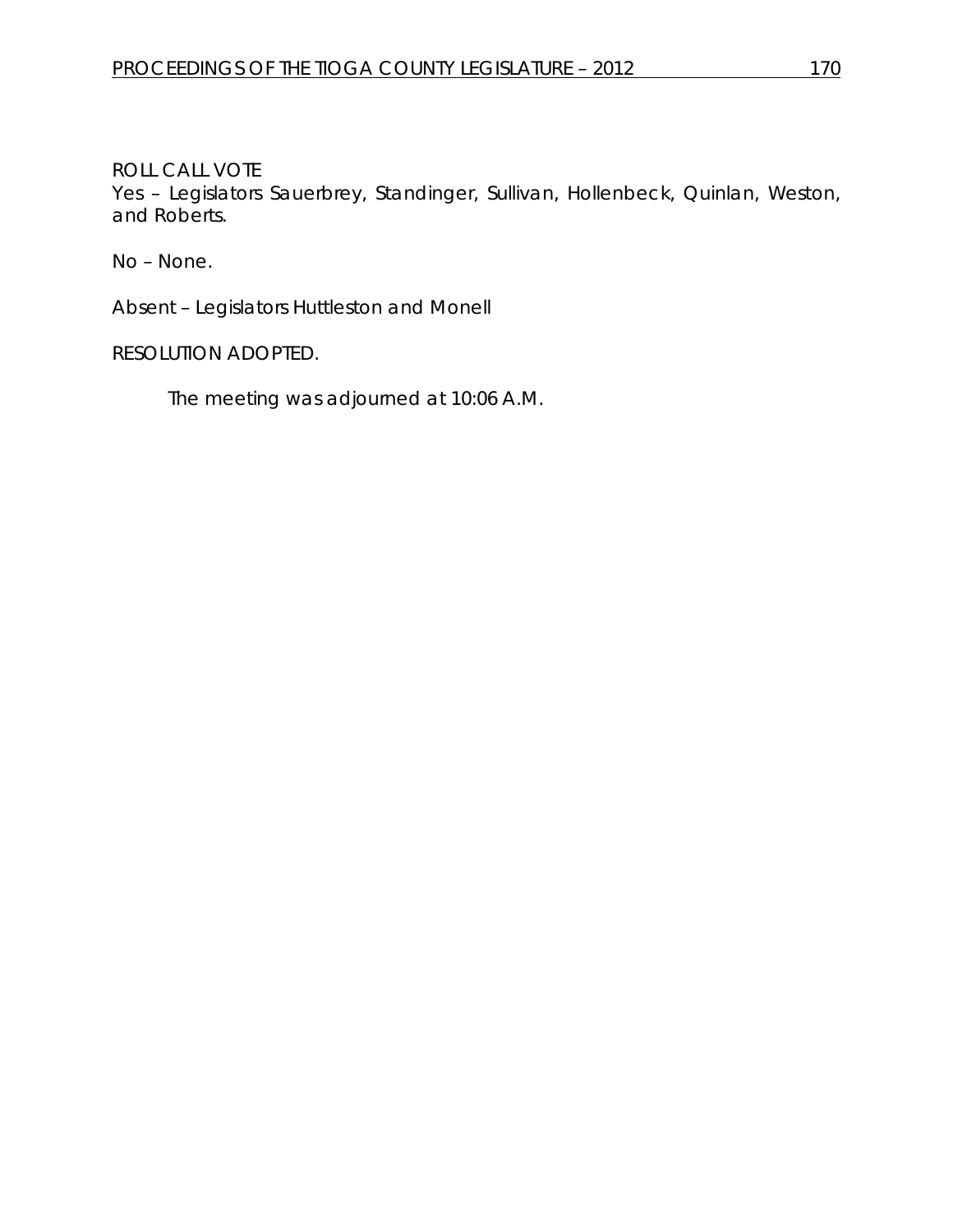ROLL CALL VOTE
Yes – Legislators Sauerbrey, Standinger, Sullivan, Hollenbeck, Quinlan, Weston, and Roberts.

No – None.

Absent – Legislators Huttleston and Monell

RESOLUTION ADOPTED.

The meeting was adjourned at 10:06 A.M.